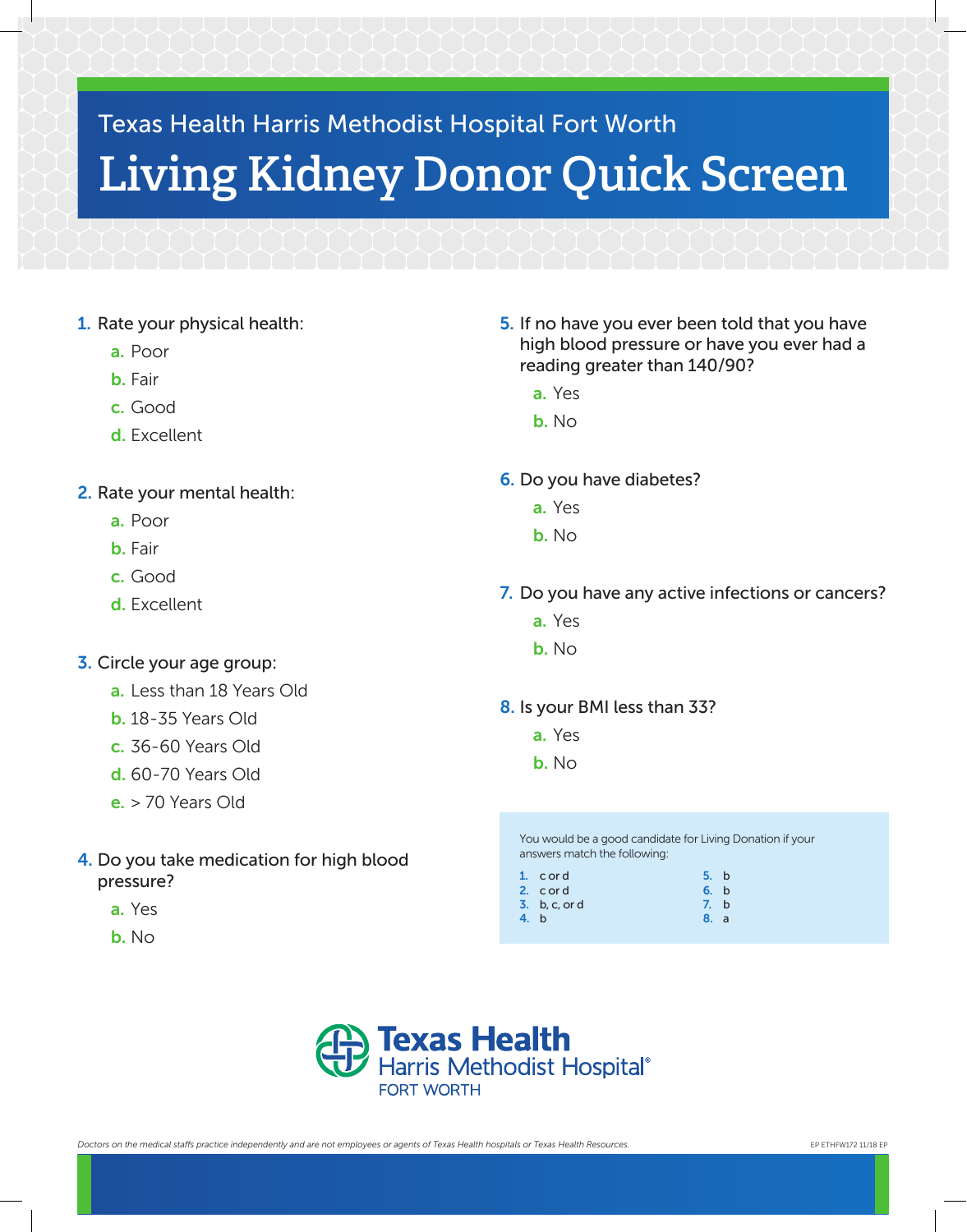Texas Health Harris Methodist Hospital Fort Worth

# Living Kidney Donor Quick Screen

1. Rate your physical health:
   - a. Poor
   - b. Fair
   - c. Good
   - d. Excellent

2. Rate your mental health:
   - a. Poor
   - b. Fair
   - c. Good
   - d. Excellent

3. Circle your age group:
   - a. Less than 18 Years Old
   - b. 18-35 Years Old
   - c. 36-60 Years Old
   - d. 60-70 Years Old
   - e. > 70 Years Old

4. Do you take medication for high blood pressure?
   - a. Yes
   - b. No

5. If no have you ever been told that you have high blood pressure or have you ever had a reading greater than 140/90?
   - a. Yes
   - b. No

6. Do you have diabetes?
   - a. Yes
   - b. No

7. Do you have any active infections or cancers?
   - a. Yes
   - b. No

8. Is your BMI less than 33?
   - a. Yes
   - b. No

You would be a good candidate for Living Donation if your answers match the following:

1. c or d
2. c or d
3. b, c, or d
4. b
5. b
6. b
7. b
8. a

Texas Health Harris Methodist Hospital® FORT WORTH

*Doctors on the medical staffs practice independently and are not employees or agents of Texas Health hospitals or Texas Health Resources.*

EP ETHFW172 11/18 EP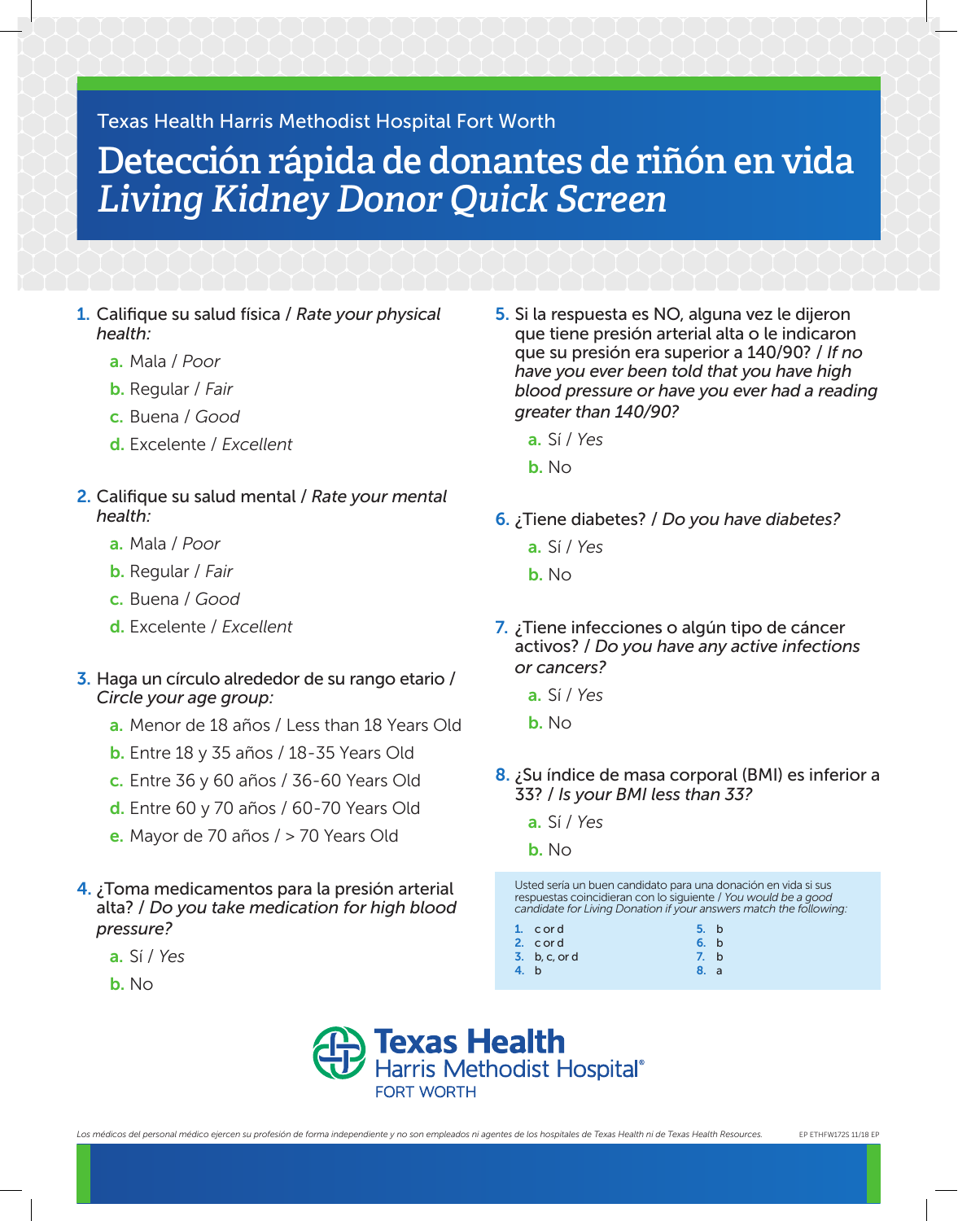Texas Health Harris Methodist Hospital Fort Worth

# Detección rápida de donantes de riñón en vida
# *Living Kidney Donor Quick Screen*

**1.** Califique su salud física / *Rate your physical health:*

- **a.** Mala / *Poor*
- **b.** Regular / *Fair*
- **c.** Buena / *Good*
- **d.** Excelente / *Excellent*

**2.** Califique su salud mental / *Rate your mental health:*

- **a.** Mala / *Poor*
- **b.** Regular / *Fair*
- **c.** Buena / *Good*
- **d.** Excelente / *Excellent*

**3.** Haga un círculo alrededor de su rango etario / *Circle your age group:*

- **a.** Menor de 18 años / Less than 18 Years Old
- **b.** Entre 18 y 35 años / 18-35 Years Old
- **c.** Entre 36 y 60 años / 36-60 Years Old
- **d.** Entre 60 y 70 años / 60-70 Years Old
- **e.** Mayor de 70 años / > 70 Years Old

**4.** ¿Toma medicamentos para la presión arterial alta? / *Do you take medication for high blood pressure?*

- **a.** Sí / *Yes*
- **b.** No

**5.** Si la respuesta es NO, alguna vez le dijeron que tiene presión arterial alta o le indicaron que su presión era superior a 140/90? / *If no have you ever been told that you have high blood pressure or have you ever had a reading greater than 140/90?*

- **a.** Sí / *Yes*
- **b.** No

**6.** ¿Tiene diabetes? / *Do you have diabetes?*

- **a.** Sí / *Yes*
- **b.** No

**7.** ¿Tiene infecciones o algún tipo de cáncer activos? / *Do you have any active infections or cancers?*

- **a.** Sí / *Yes*
- **b.** No

**8.** ¿Su índice de masa corporal (BMI) es inferior a 33? / *Is your BMI less than 33?*

- **a.** Sí / *Yes*
- **b.** No

Usted sería un buen candidato para una donación en vida si sus respuestas coincidieran con lo siguiente / *You would be a good candidate for Living Donation if your answers match the following:*

| | | | |
|---|---|---|---|
| **1.** | c or d | **5.** | b |
| **2.** | c or d | **6.** | b |
| **3.** | b, c, or d | **7.** | b |
| **4.** | b | **8.** | a |

Texas Health Harris Methodist Hospital® FORT WORTH

*Los médicos del personal médico ejercen su profesión de forma independiente y no son empleados ni agentes de los hospitales de Texas Health ni de Texas Health Resources.*

EP ETHFW172S 11/18 EP